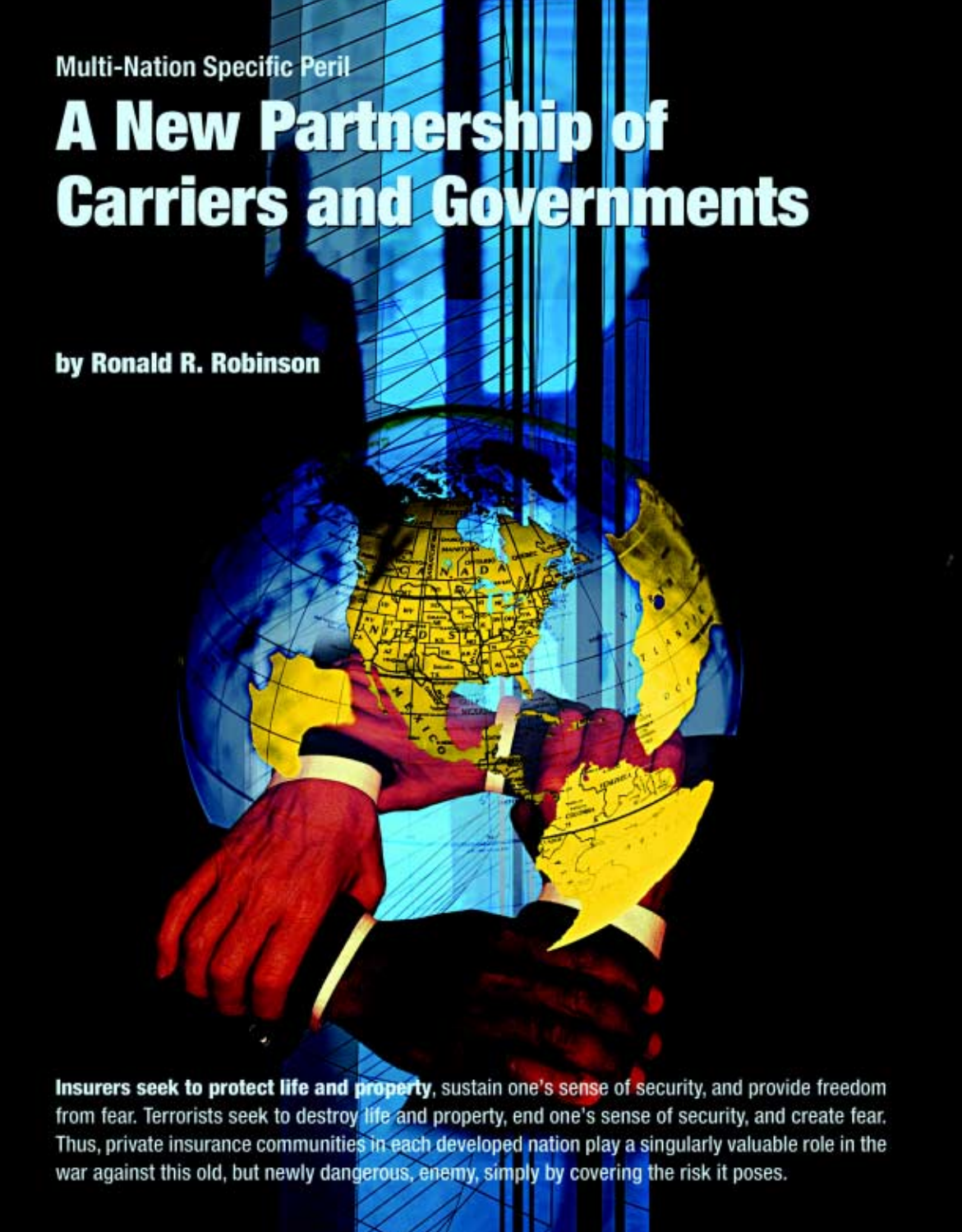Multi-Nation Specific Peril

# A New Partnership of Carriers and Governments

by Ronald R. Robinson

**Insurers seek to protect life and property**, sustain one's sense of security, and provide freedom from fear. Terrorists seek to destroy life and property, end one's sense of security, and create fear. Thus, private insurance communities in each developed nation play a singularly valuable role in the war against this old, but newly dangerous, enemy, simply by covering the risk it poses.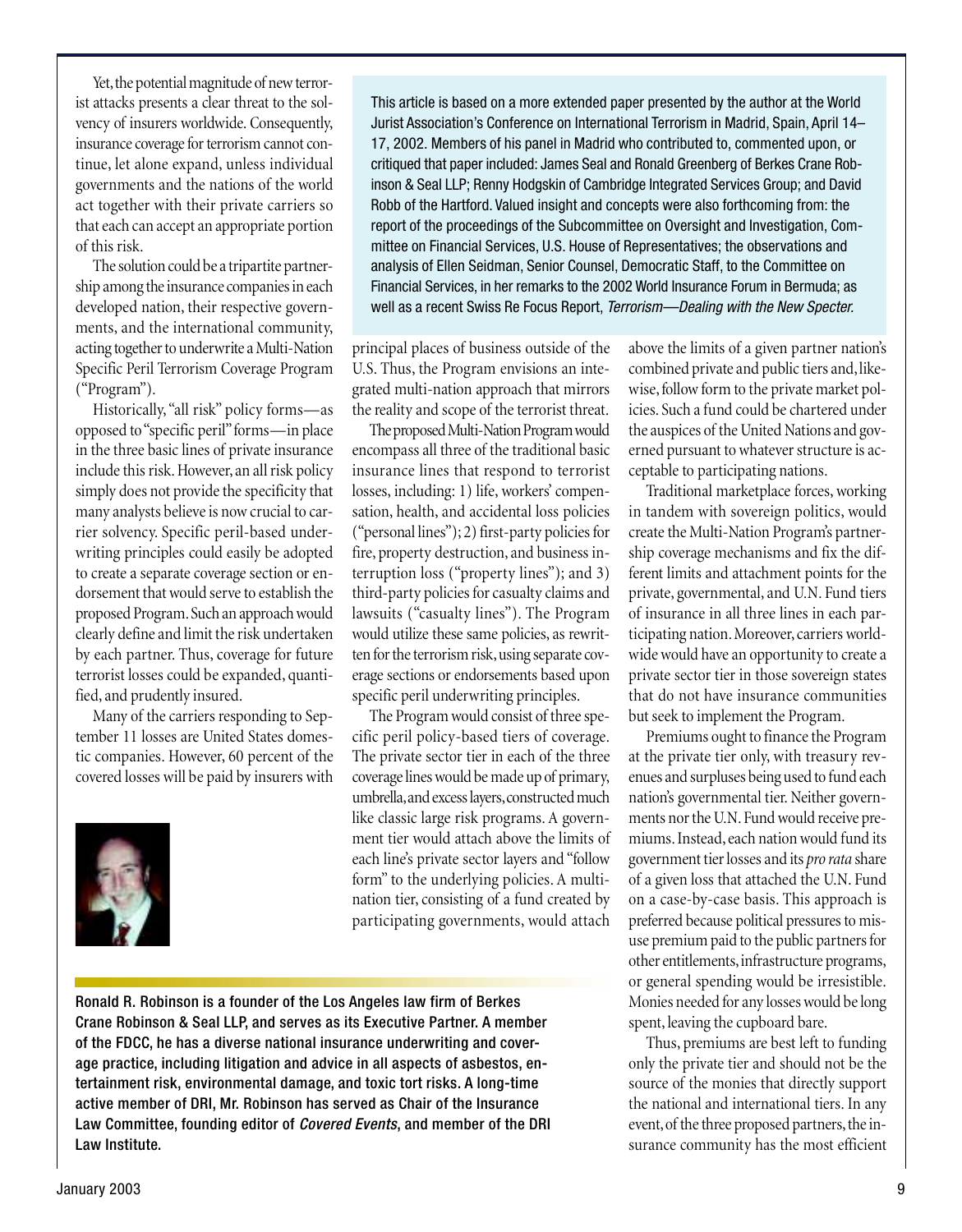Yet, the potential magnitude of new terrorist attacks presents a clear threat to the solvency of insurers worldwide. Consequently, insurance coverage for terrorism cannot continue, let alone expand, unless individual governments and the nations of the world act together with their private carriers so that each can accept an appropriate portion of this risk.

The solution could be a tripartite partnership among the insurance companies in each developed nation, their respective governments, and the international community, acting together to underwrite a Multi-Nation Specific Peril Terrorism Coverage Program ("Program").

Historically, "all risk" policy forms—as opposed to "specific peril" forms—in place in the three basic lines of private insurance include this risk. However, an all risk policy simply does not provide the specificity that many analysts believe is now crucial to carrier solvency. Specific peril-based underwriting principles could easily be adopted to create a separate coverage section or endorsement that would serve to establish the proposed Program. Such an approach would clearly define and limit the risk undertaken by each partner. Thus, coverage for future terrorist losses could be expanded, quantified, and prudently insured.

Many of the carriers responding to September 11 losses are United States domestic companies. However, 60 percent of the covered losses will be paid by insurers with principal places of business outside of the U.S. Thus, the Program envisions an integrated multi-nation approach that mirrors the reality and scope of the terrorist threat.

The proposed Multi-Nation Program would encompass all three of the traditional basic insurance lines that respond to terrorist losses, including: 1) life, workers' compensation, health, and accidental loss policies ("personal lines"); 2) first-party policies for fire, property destruction, and business interruption loss ("property lines"); and 3) third-party policies for casualty claims and lawsuits ("casualty lines"). The Program would utilize these same policies, as rewritten for the terrorism risk, using separate coverage sections or endorsements based upon specific peril underwriting principles.

The Program would consist of three specific peril policy-based tiers of coverage. The private sector tier in each of the three coverage lines would be made up of primary, umbrella, and excess layers, constructed much like classic large risk programs. A government tier would attach above the limits of each line's private sector layers and "follow form" to the underlying policies. A multi-nation tier, consisting of a fund created by participating governments, would attach above the limits of a given partner nation's combined private and public tiers and, likewise, follow form to the private market policies. Such a fund could be chartered under the auspices of the United Nations and governed pursuant to whatever structure is acceptable to participating nations.

Traditional marketplace forces, working in tandem with sovereign politics, would create the Multi-Nation Program's partnership coverage mechanisms and fix the different limits and attachment points for the private, governmental, and U.N. Fund tiers of insurance in all three lines in each participating nation. Moreover, carriers worldwide would have an opportunity to create a private sector tier in those sovereign states that do not have insurance communities but seek to implement the Program.

Premiums ought to finance the Program at the private tier only, with treasury revenues and surpluses being used to fund each nation's governmental tier. Neither governments nor the U.N. Fund would receive premiums. Instead, each nation would fund its government tier losses and its *pro rata* share of a given loss that attached the U.N. Fund on a case-by-case basis. This approach is preferred because political pressures to misuse premium paid to the public partners for other entitlements, infrastructure programs, or general spending would be irresistible. Monies needed for any losses would be long spent, leaving the cupboard bare.

Thus, premiums are best left to funding only the private tier and should not be the source of the monies that directly support the national and international tiers. In any event, of the three proposed partners, the insurance community has the most efficient

---

This article is based on a more extended paper presented by the author at the World Jurist Association's Conference on International Terrorism in Madrid, Spain, April 14–17, 2002. Members of his panel in Madrid who contributed to, commented upon, or critiqued that paper included: James Seal and Ronald Greenberg of Berkes Crane Robinson & Seal LLP; Renny Hodgskin of Cambridge Integrated Services Group; and David Robb of the Hartford. Valued insight and concepts were also forthcoming from: the report of the proceedings of the Subcommittee on Oversight and Investigation, Committee on Financial Services, U.S. House of Representatives; the observations and analysis of Ellen Seidman, Senior Counsel, Democratic Staff, to the Committee on Financial Services, in her remarks to the 2002 World Insurance Forum in Bermuda; as well as a recent Swiss Re Focus Report, *Terrorism—Dealing with the New Specter.*

---

**Ronald R. Robinson is a founder of the Los Angeles law firm of Berkes Crane Robinson & Seal LLP, and serves as its Executive Partner. A member of the FDCC, he has a diverse national insurance underwriting and coverage practice, including litigation and advice in all aspects of asbestos, entertainment risk, environmental damage, and toxic tort risks. A long-time active member of DRI, Mr. Robinson has served as Chair of the Insurance Law Committee, founding editor of *Covered Events*, and member of the DRI Law Institute.**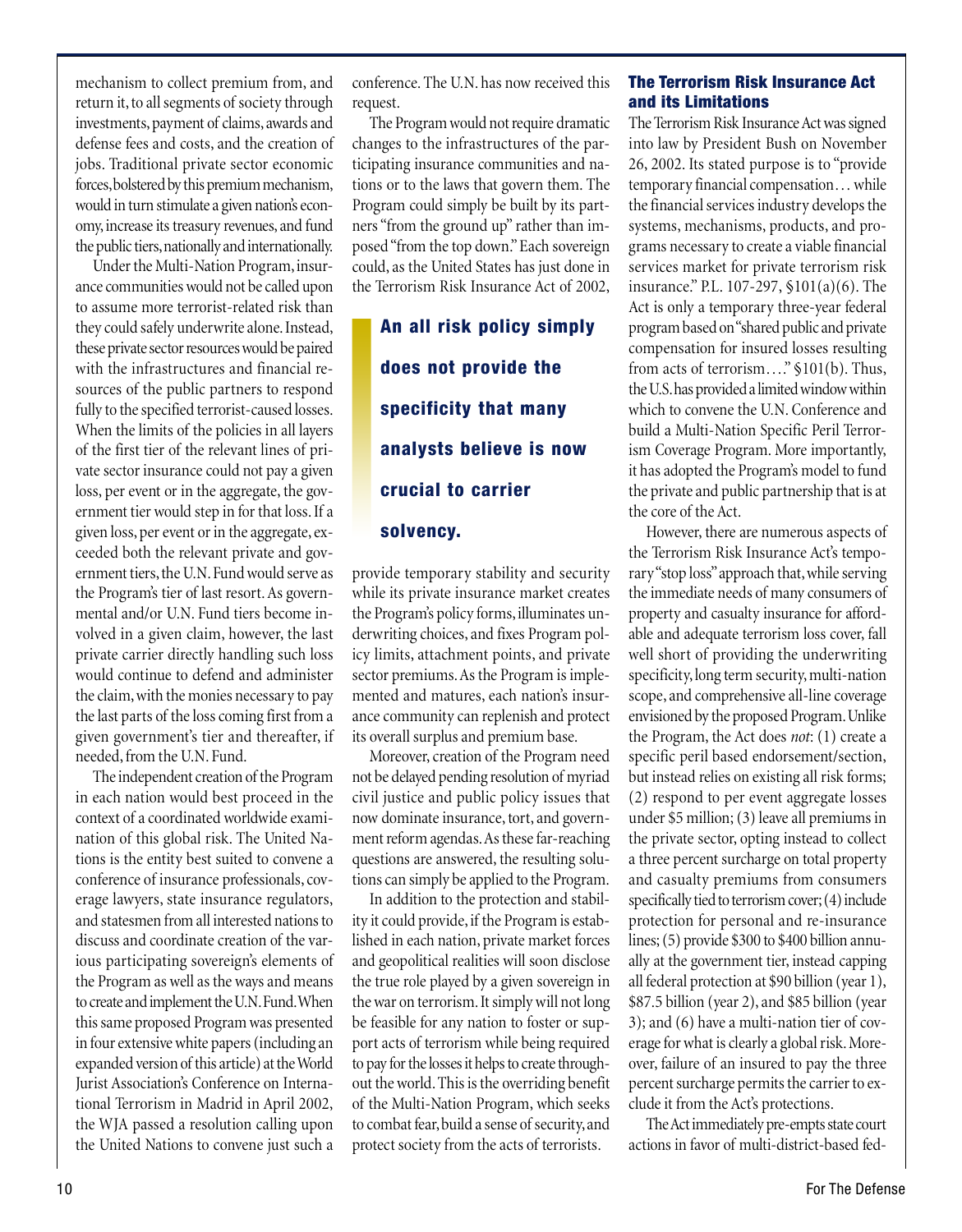mechanism to collect premium from, and return it, to all segments of society through investments, payment of claims, awards and defense fees and costs, and the creation of jobs. Traditional private sector economic forces, bolstered by this premium mechanism, would in turn stimulate a given nation's economy, increase its treasury revenues, and fund the public tiers, nationally and internationally.

Under the Multi-Nation Program, insurance communities would not be called upon to assume more terrorist-related risk than they could safely underwrite alone. Instead, these private sector resources would be paired with the infrastructures and financial resources of the public partners to respond fully to the specified terrorist-caused losses. When the limits of the policies in all layers of the first tier of the relevant lines of private sector insurance could not pay a given loss, per event or in the aggregate, the government tier would step in for that loss. If a given loss, per event or in the aggregate, exceeded both the relevant private and government tiers, the U.N. Fund would serve as the Program's tier of last resort. As governmental and/or U.N. Fund tiers become involved in a given claim, however, the last private carrier directly handling such loss would continue to defend and administer the claim, with the monies necessary to pay the last parts of the loss coming first from a given government's tier and thereafter, if needed, from the U.N. Fund.

The independent creation of the Program in each nation would best proceed in the context of a coordinated worldwide examination of this global risk. The United Nations is the entity best suited to convene a conference of insurance professionals, coverage lawyers, state insurance regulators, and statesmen from all interested nations to discuss and coordinate creation of the various participating sovereign's elements of the Program as well as the ways and means to create and implement the U.N. Fund. When this same proposed Program was presented in four extensive white papers (including an expanded version of this article) at the World Jurist Association's Conference on International Terrorism in Madrid in April 2002, the WJA passed a resolution calling upon the United Nations to convene just such a conference. The U.N. has now received this request.

The Program would not require dramatic changes to the infrastructures of the participating insurance communities and nations or to the laws that govern them. The Program could simply be built by its partners "from the ground up" rather than imposed "from the top down." Each sovereign could, as the United States has just done in the Terrorism Risk Insurance Act of 2002, provide temporary stability and security while its private insurance market creates the Program's policy forms, illuminates underwriting choices, and fixes Program policy limits, attachment points, and private sector premiums. As the Program is implemented and matures, each nation's insurance community can replenish and protect its overall surplus and premium base.

> **An all risk policy simply does not provide the specificity that many analysts believe is now crucial to carrier solvency.**

Moreover, creation of the Program need not be delayed pending resolution of myriad civil justice and public policy issues that now dominate insurance, tort, and government reform agendas. As these far-reaching questions are answered, the resulting solutions can simply be applied to the Program.

In addition to the protection and stability it could provide, if the Program is established in each nation, private market forces and geopolitical realities will soon disclose the true role played by a given sovereign in the war on terrorism. It simply will not long be feasible for any nation to foster or support acts of terrorism while being required to pay for the losses it helps to create throughout the world. This is the overriding benefit of the Multi-Nation Program, which seeks to combat fear, build a sense of security, and protect society from the acts of terrorists.

### The Terrorism Risk Insurance Act and its Limitations

The Terrorism Risk Insurance Act was signed into law by President Bush on November 26, 2002. Its stated purpose is to "provide temporary financial compensation… while the financial services industry develops the systems, mechanisms, products, and programs necessary to create a viable financial services market for private terrorism risk insurance." P.L. 107-297, §101(a)(6). The Act is only a temporary three-year federal program based on "shared public and private compensation for insured losses resulting from acts of terrorism…." §101(b). Thus, the U.S. has provided a limited window within which to convene the U.N. Conference and build a Multi-Nation Specific Peril Terrorism Coverage Program. More importantly, it has adopted the Program's model to fund the private and public partnership that is at the core of the Act.

However, there are numerous aspects of the Terrorism Risk Insurance Act's temporary "stop loss" approach that, while serving the immediate needs of many consumers of property and casualty insurance for affordable and adequate terrorism loss cover, fall well short of providing the underwriting specificity, long term security, multi-nation scope, and comprehensive all-line coverage envisioned by the proposed Program. Unlike the Program, the Act does *not*: (1) create a specific peril based endorsement/section, but instead relies on existing all risk forms; (2) respond to per event aggregate losses under \$5 million; (3) leave all premiums in the private sector, opting instead to collect a three percent surcharge on total property and casualty premiums from consumers specifically tied to terrorism cover; (4) include protection for personal and re-insurance lines; (5) provide \$300 to \$400 billion annually at the government tier, instead capping all federal protection at \$90 billion (year 1), \$87.5 billion (year 2), and \$85 billion (year 3); and (6) have a multi-nation tier of coverage for what is clearly a global risk. Moreover, failure of an insured to pay the three percent surcharge permits the carrier to exclude it from the Act's protections.

The Act immediately pre-empts state court actions in favor of multi-district-based fed-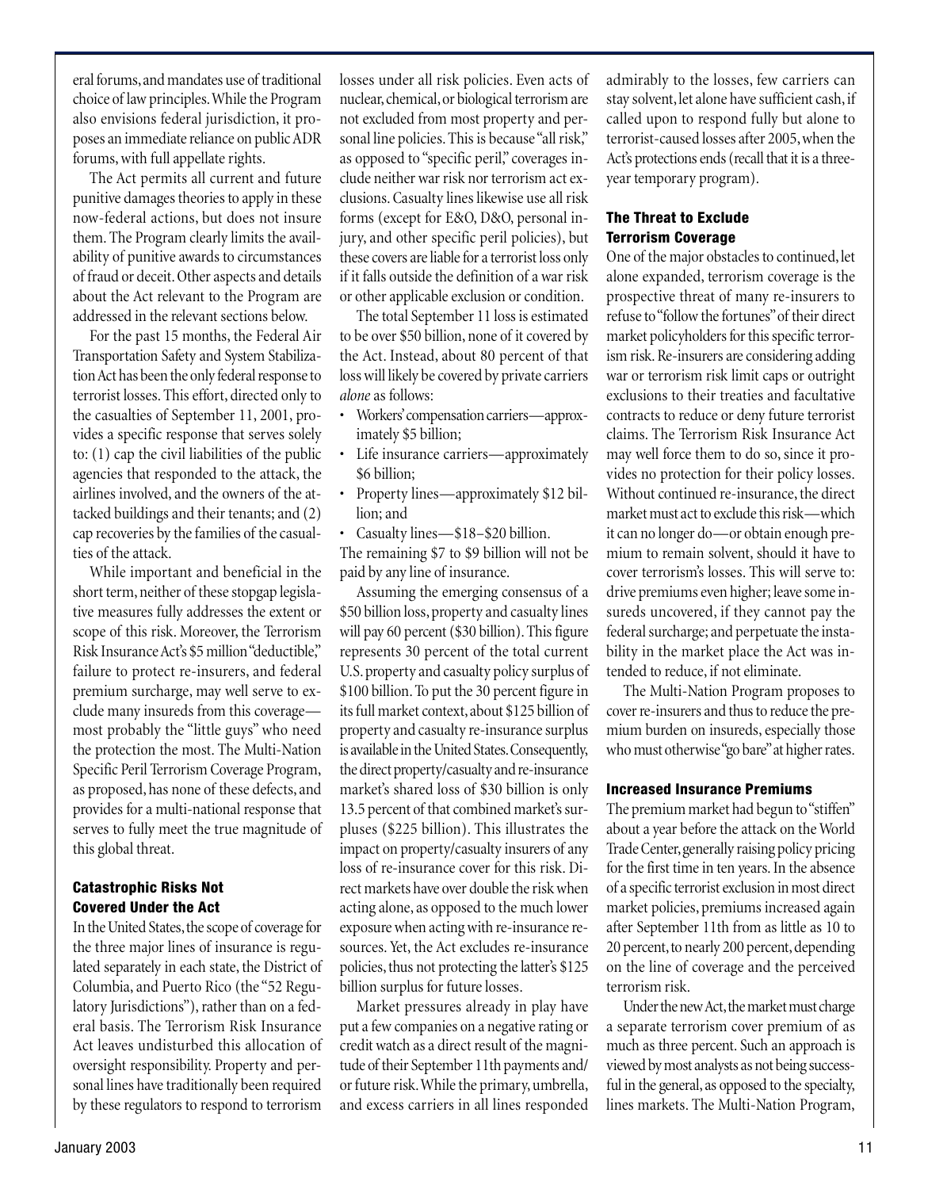eral forums, and mandates use of traditional choice of law principles. While the Program also envisions federal jurisdiction, it proposes an immediate reliance on public ADR forums, with full appellate rights.

The Act permits all current and future punitive damages theories to apply in these now-federal actions, but does not insure them. The Program clearly limits the availability of punitive awards to circumstances of fraud or deceit. Other aspects and details about the Act relevant to the Program are addressed in the relevant sections below.

For the past 15 months, the Federal Air Transportation Safety and System Stabilization Act has been the only federal response to terrorist losses. This effort, directed only to the casualties of September 11, 2001, provides a specific response that serves solely to: (1) cap the civil liabilities of the public agencies that responded to the attack, the airlines involved, and the owners of the attacked buildings and their tenants; and (2) cap recoveries by the families of the casualties of the attack.

While important and beneficial in the short term, neither of these stopgap legislative measures fully addresses the extent or scope of this risk. Moreover, the Terrorism Risk Insurance Act's $5 million "deductible," failure to protect re-insurers, and federal premium surcharge, may well serve to exclude many insureds from this coverage—most probably the "little guys" who need the protection the most. The Multi-Nation Specific Peril Terrorism Coverage Program, as proposed, has none of these defects, and provides for a multi-national response that serves to fully meet the true magnitude of this global threat.

### Catastrophic Risks Not Covered Under the Act

In the United States, the scope of coverage for the three major lines of insurance is regulated separately in each state, the District of Columbia, and Puerto Rico (the "52 Regulatory Jurisdictions"), rather than on a federal basis. The Terrorism Risk Insurance Act leaves undisturbed this allocation of oversight responsibility. Property and personal lines have traditionally been required by these regulators to respond to terrorism losses under all risk policies. Even acts of nuclear, chemical, or biological terrorism are not excluded from most property and personal line policies. This is because "all risk," as opposed to "specific peril," coverages include neither war risk nor terrorism act exclusions. Casualty lines likewise use all risk forms (except for E&O, D&O, personal injury, and other specific peril policies), but these covers are liable for a terrorist loss only if it falls outside the definition of a war risk or other applicable exclusion or condition.

The total September 11 loss is estimated to be over $50 billion, none of it covered by the Act. Instead, about 80 percent of that loss will likely be covered by private carriers *alone* as follows:

- Workers' compensation carriers—approximately $5 billion;
- Life insurance carriers—approximately $6 billion;
- Property lines—approximately $12 billion; and
- Casualty lines—$18–$20 billion.

The remaining $7 to $9 billion will not be paid by any line of insurance.

Assuming the emerging consensus of a $50 billion loss, property and casualty lines will pay 60 percent ($30 billion). This figure represents 30 percent of the total current U.S. property and casualty policy surplus of $100 billion. To put the 30 percent figure in its full market context, about $125 billion of property and casualty re-insurance surplus is available in the United States. Consequently, the direct property/casualty and re-insurance market's shared loss of $30 billion is only 13.5 percent of that combined market's surpluses ($225 billion). This illustrates the impact on property/casualty insurers of any loss of re-insurance cover for this risk. Direct markets have over double the risk when acting alone, as opposed to the much lower exposure when acting with re-insurance resources. Yet, the Act excludes re-insurance policies, thus not protecting the latter's $125 billion surplus for future losses.

Market pressures already in play have put a few companies on a negative rating or credit watch as a direct result of the magnitude of their September 11th payments and/or future risk. While the primary, umbrella, and excess carriers in all lines responded admirably to the losses, few carriers can stay solvent, let alone have sufficient cash, if called upon to respond fully but alone to terrorist-caused losses after 2005, when the Act's protections ends (recall that it is a three-year temporary program).

### The Threat to Exclude Terrorism Coverage

One of the major obstacles to continued, let alone expanded, terrorism coverage is the prospective threat of many re-insurers to refuse to "follow the fortunes" of their direct market policyholders for this specific terrorism risk. Re-insurers are considering adding war or terrorism risk limit caps or outright exclusions to their treaties and facultative contracts to reduce or deny future terrorist claims. The Terrorism Risk Insurance Act may well force them to do so, since it provides no protection for their policy losses. Without continued re-insurance, the direct market must act to exclude this risk—which it can no longer do—or obtain enough premium to remain solvent, should it have to cover terrorism's losses. This will serve to: drive premiums even higher; leave some insureds uncovered, if they cannot pay the federal surcharge; and perpetuate the instability in the market place the Act was intended to reduce, if not eliminate.

The Multi-Nation Program proposes to cover re-insurers and thus to reduce the premium burden on insureds, especially those who must otherwise "go bare" at higher rates.

### Increased Insurance Premiums

The premium market had begun to "stiffen" about a year before the attack on the World Trade Center, generally raising policy pricing for the first time in ten years. In the absence of a specific terrorist exclusion in most direct market policies, premiums increased again after September 11th from as little as 10 to 20 percent, to nearly 200 percent, depending on the line of coverage and the perceived terrorism risk.

Under the new Act, the market must charge a separate terrorism cover premium of as much as three percent. Such an approach is viewed by most analysts as not being successful in the general, as opposed to the specialty, lines markets. The Multi-Nation Program,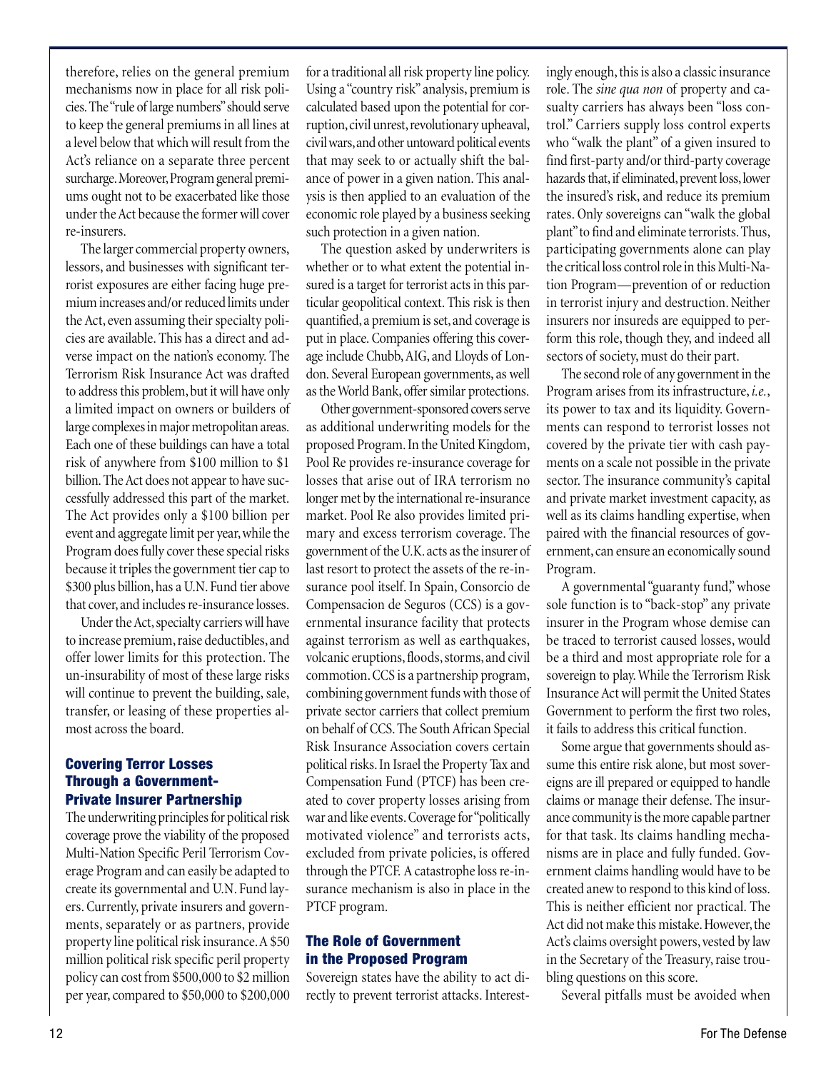therefore, relies on the general premium mechanisms now in place for all risk policies. The "rule of large numbers" should serve to keep the general premiums in all lines at a level below that which will result from the Act's reliance on a separate three percent surcharge. Moreover, Program general premiums ought not to be exacerbated like those under the Act because the former will cover re-insurers.

The larger commercial property owners, lessors, and businesses with significant terrorist exposures are either facing huge premium increases and/or reduced limits under the Act, even assuming their specialty policies are available. This has a direct and adverse impact on the nation's economy. The Terrorism Risk Insurance Act was drafted to address this problem, but it will have only a limited impact on owners or builders of large complexes in major metropolitan areas. Each one of these buildings can have a total risk of anywhere from $100 million to $1 billion. The Act does not appear to have successfully addressed this part of the market. The Act provides only a $100 billion per event and aggregate limit per year, while the Program does fully cover these special risks because it triples the government tier cap to $300 plus billion, has a U.N. Fund tier above that cover, and includes re-insurance losses.

Under the Act, specialty carriers will have to increase premium, raise deductibles, and offer lower limits for this protection. The un-insurability of most of these large risks will continue to prevent the building, sale, transfer, or leasing of these properties almost across the board.

## Covering Terror Losses Through a Government-Private Insurer Partnership

The underwriting principles for political risk coverage prove the viability of the proposed Multi-Nation Specific Peril Terrorism Coverage Program and can easily be adapted to create its governmental and U.N. Fund layers. Currently, private insurers and governments, separately or as partners, provide property line political risk insurance. A $50 million political risk specific peril property policy can cost from $500,000 to $2 million per year, compared to $50,000 to $200,000 for a traditional all risk property line policy. Using a "country risk" analysis, premium is calculated based upon the potential for corruption, civil unrest, revolutionary upheaval, civil wars, and other untoward political events that may seek to or actually shift the balance of power in a given nation. This analysis is then applied to an evaluation of the economic role played by a business seeking such protection in a given nation.

The question asked by underwriters is whether or to what extent the potential insured is a target for terrorist acts in this particular geopolitical context. This risk is then quantified, a premium is set, and coverage is put in place. Companies offering this coverage include Chubb, AIG, and Lloyds of London. Several European governments, as well as the World Bank, offer similar protections.

Other government-sponsored covers serve as additional underwriting models for the proposed Program. In the United Kingdom, Pool Re provides re-insurance coverage for losses that arise out of IRA terrorism no longer met by the international re-insurance market. Pool Re also provides limited primary and excess terrorism coverage. The government of the U.K. acts as the insurer of last resort to protect the assets of the re-insurance pool itself. In Spain, Consorcio de Compensacion de Seguros (CCS) is a governmental insurance facility that protects against terrorism as well as earthquakes, volcanic eruptions, floods, storms, and civil commotion. CCS is a partnership program, combining government funds with those of private sector carriers that collect premium on behalf of CCS. The South African Special Risk Insurance Association covers certain political risks. In Israel the Property Tax and Compensation Fund (PTCF) has been created to cover property losses arising from war and like events. Coverage for "politically motivated violence" and terrorists acts, excluded from private policies, is offered through the PTCF. A catastrophe loss re-insurance mechanism is also in place in the PTCF program.

## The Role of Government in the Proposed Program

Sovereign states have the ability to act directly to prevent terrorist attacks. Interestingly enough, this is also a classic insurance role. The *sine qua non* of property and casualty carriers has always been "loss control." Carriers supply loss control experts who "walk the plant" of a given insured to find first-party and/or third-party coverage hazards that, if eliminated, prevent loss, lower the insured's risk, and reduce its premium rates. Only sovereigns can "walk the global plant" to find and eliminate terrorists. Thus, participating governments alone can play the critical loss control role in this Multi-Nation Program—prevention of or reduction in terrorist injury and destruction. Neither insurers nor insureds are equipped to perform this role, though they, and indeed all sectors of society, must do their part.

The second role of any government in the Program arises from its infrastructure, *i.e.*, its power to tax and its liquidity. Governments can respond to terrorist losses not covered by the private tier with cash payments on a scale not possible in the private sector. The insurance community's capital and private market investment capacity, as well as its claims handling expertise, when paired with the financial resources of government, can ensure an economically sound Program.

A governmental "guaranty fund," whose sole function is to "back-stop" any private insurer in the Program whose demise can be traced to terrorist caused losses, would be a third and most appropriate role for a sovereign to play. While the Terrorism Risk Insurance Act will permit the United States Government to perform the first two roles, it fails to address this critical function.

Some argue that governments should assume this entire risk alone, but most sovereigns are ill prepared or equipped to handle claims or manage their defense. The insurance community is the more capable partner for that task. Its claims handling mechanisms are in place and fully funded. Government claims handling would have to be created anew to respond to this kind of loss. This is neither efficient nor practical. The Act did not make this mistake. However, the Act's claims oversight powers, vested by law in the Secretary of the Treasury, raise troubling questions on this score.

Several pitfalls must be avoided when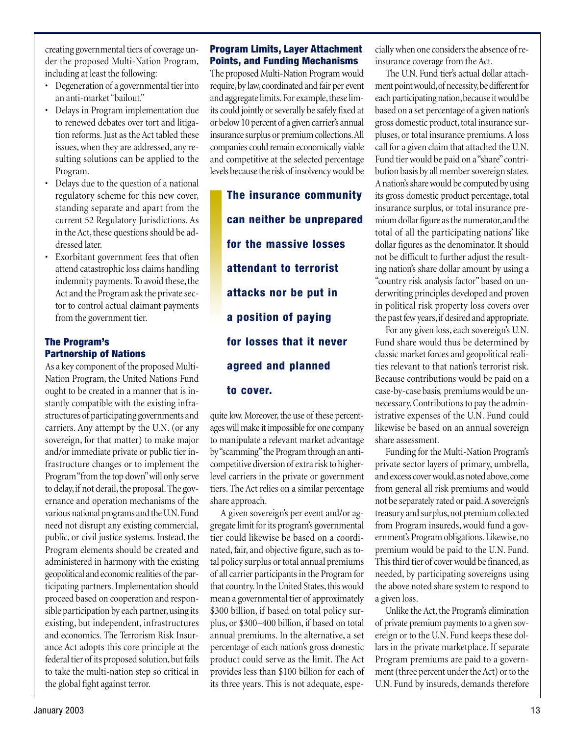creating governmental tiers of coverage under the proposed Multi-Nation Program, including at least the following:

- Degeneration of a governmental tier into an anti-market "bailout."
- Delays in Program implementation due to renewed debates over tort and litigation reforms. Just as the Act tabled these issues, when they are addressed, any resulting solutions can be applied to the Program.
- Delays due to the question of a national regulatory scheme for this new cover, standing separate and apart from the current 52 Regulatory Jurisdictions. As in the Act, these questions should be addressed later.
- Exorbitant government fees that often attend catastrophic loss claims handling indemnity payments. To avoid these, the Act and the Program ask the private sector to control actual claimant payments from the government tier.

## The Program's Partnership of Nations

As a key component of the proposed Multi-Nation Program, the United Nations Fund ought to be created in a manner that is instantly compatible with the existing infrastructures of participating governments and carriers. Any attempt by the U.N. (or any sovereign, for that matter) to make major and/or immediate private or public tier infrastructure changes or to implement the Program "from the top down" will only serve to delay, if not derail, the proposal. The governance and operation mechanisms of the various national programs and the U.N. Fund need not disrupt any existing commercial, public, or civil justice systems. Instead, the Program elements should be created and administered in harmony with the existing geopolitical and economic realities of the participating partners. Implementation should proceed based on cooperation and responsible participation by each partner, using its existing, but independent, infrastructures and economics. The Terrorism Risk Insurance Act adopts this core principle at the federal tier of its proposed solution, but fails to take the multi-nation step so critical in the global fight against terror.

## Program Limits, Layer Attachment Points, and Funding Mechanisms

The proposed Multi-Nation Program would require, by law, coordinated and fair per event and aggregate limits. For example, these limits could jointly or severally be safely fixed at or below 10 percent of a given carrier's annual insurance surplus or premium collections. All companies could remain economically viable and competitive at the selected percentage levels because the risk of insolvency would be quite low. Moreover, the use of these percentages will make it impossible for one company to manipulate a relevant market advantage by "scamming" the Program through an anti-competitive diversion of extra risk to higher-level carriers in the private or government tiers. The Act relies on a similar percentage share approach.

> **The insurance community can neither be unprepared for the massive losses attendant to terrorist attacks nor be put in a position of paying for losses that it never agreed and planned to cover.**

A given sovereign's per event and/or aggregate limit for its program's governmental tier could likewise be based on a coordinated, fair, and objective figure, such as total policy surplus or total annual premiums of all carrier participants in the Program for that country. In the United States, this would mean a governmental tier of approximately \$300 billion, if based on total policy surplus, or \$300–400 billion, if based on total annual premiums. In the alternative, a set percentage of each nation's gross domestic product could serve as the limit. The Act provides less than \$100 billion for each of its three years. This is not adequate, especially when one considers the absence of reinsurance coverage from the Act.

The U.N. Fund tier's actual dollar attachment point would, of necessity, be different for each participating nation, because it would be based on a set percentage of a given nation's gross domestic product, total insurance surpluses, or total insurance premiums. A loss call for a given claim that attached the U.N. Fund tier would be paid on a "share" contribution basis by all member sovereign states. A nation's share would be computed by using its gross domestic product percentage, total insurance surplus, or total insurance premium dollar figure as the numerator, and the total of all the participating nations' like dollar figures as the denominator. It should not be difficult to further adjust the resulting nation's share dollar amount by using a "country risk analysis factor" based on underwriting principles developed and proven in political risk property loss covers over the past few years, if desired and appropriate.

For any given loss, each sovereign's U.N. Fund share would thus be determined by classic market forces and geopolitical realities relevant to that nation's terrorist risk. Because contributions would be paid on a case-by-case basis, premiums would be unnecessary. Contributions to pay the administrative expenses of the U.N. Fund could likewise be based on an annual sovereign share assessment.

Funding for the Multi-Nation Program's private sector layers of primary, umbrella, and excess cover would, as noted above, come from general all risk premiums and would not be separately rated or paid. A sovereign's treasury and surplus, not premium collected from Program insureds, would fund a government's Program obligations. Likewise, no premium would be paid to the U.N. Fund. This third tier of cover would be financed, as needed, by participating sovereigns using the above noted share system to respond to a given loss.

Unlike the Act, the Program's elimination of private premium payments to a given sovereign or to the U.N. Fund keeps these dollars in the private marketplace. If separate Program premiums are paid to a government (three percent under the Act) or to the U.N. Fund by insureds, demands therefore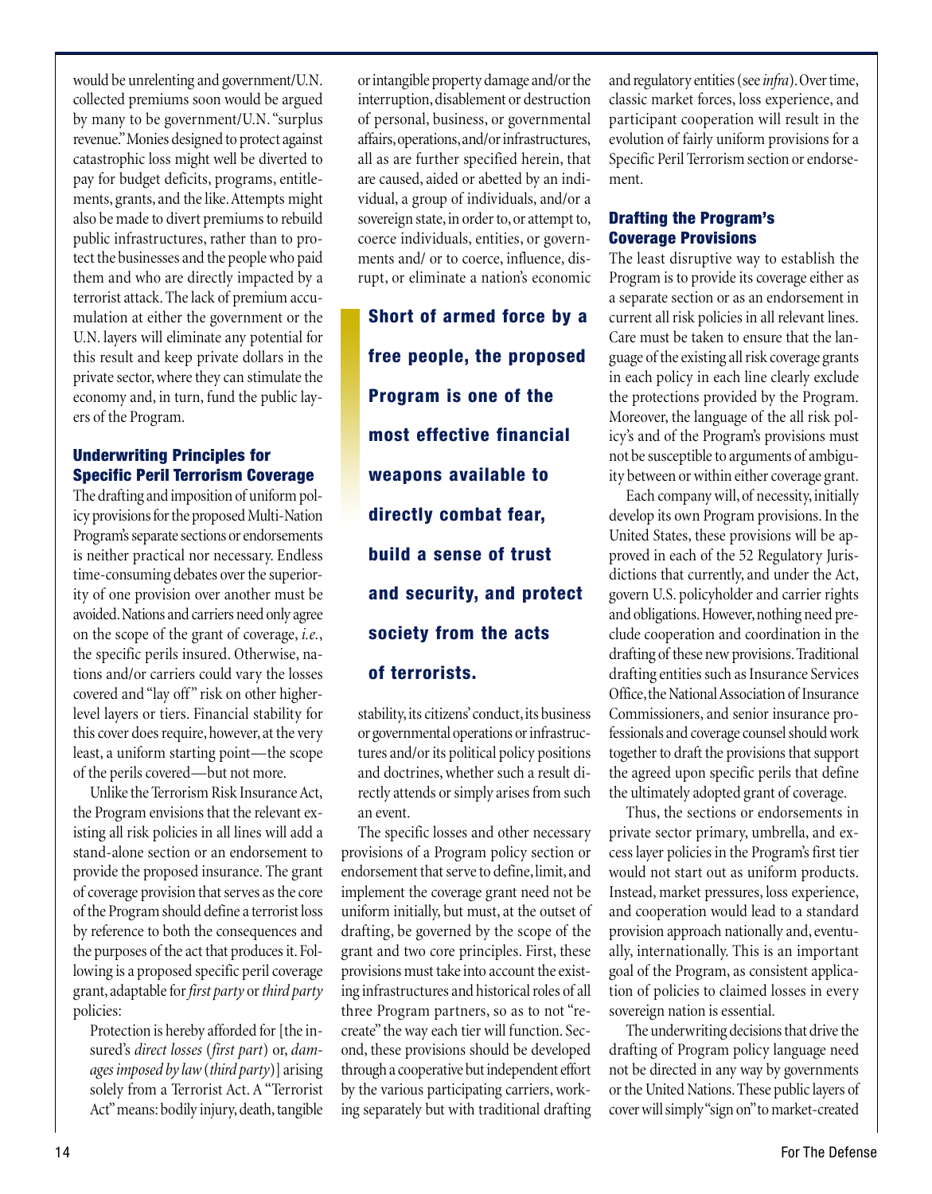would be unrelenting and government/U.N. collected premiums soon would be argued by many to be government/U.N. "surplus revenue." Monies designed to protect against catastrophic loss might well be diverted to pay for budget deficits, programs, entitlements, grants, and the like. Attempts might also be made to divert premiums to rebuild public infrastructures, rather than to protect the businesses and the people who paid them and who are directly impacted by a terrorist attack. The lack of premium accumulation at either the government or the U.N. layers will eliminate any potential for this result and keep private dollars in the private sector, where they can stimulate the economy and, in turn, fund the public layers of the Program.

## Underwriting Principles for Specific Peril Terrorism Coverage

The drafting and imposition of uniform policy provisions for the proposed Multi-Nation Program's separate sections or endorsements is neither practical nor necessary. Endless time-consuming debates over the superiority of one provision over another must be avoided. Nations and carriers need only agree on the scope of the grant of coverage, *i.e.*, the specific perils insured. Otherwise, nations and/or carriers could vary the losses covered and "lay off" risk on other higher-level layers or tiers. Financial stability for this cover does require, however, at the very least, a uniform starting point—the scope of the perils covered—but not more.

Unlike the Terrorism Risk Insurance Act, the Program envisions that the relevant existing all risk policies in all lines will add a stand-alone section or an endorsement to provide the proposed insurance. The grant of coverage provision that serves as the core of the Program should define a terrorist loss by reference to both the consequences and the purposes of the act that produces it. Following is a proposed specific peril coverage grant, adaptable for *first party* or *third party* policies:

> Protection is hereby afforded for [the insured's *direct losses* (*first part*) or, *damages imposed by law* (*third party*)] arising solely from a Terrorist Act. A "Terrorist Act" means: bodily injury, death, tangible or intangible property damage and/or the interruption, disablement or destruction of personal, business, or governmental affairs, operations, and/or infrastructures, all as are further specified herein, that are caused, aided or abetted by an individual, a group of individuals, and/or a sovereign state, in order to, or attempt to, coerce individuals, entities, or governments and/ or to coerce, influence, disrupt, or eliminate a nation's economic stability, its citizens' conduct, its business or governmental operations or infrastructures and/or its political policy positions and doctrines, whether such a result directly attends or simply arises from such an event.

**Short of armed force by a free people, the proposed Program is one of the most effective financial weapons available to directly combat fear, build a sense of trust and security, and protect society from the acts of terrorists.**

The specific losses and other necessary provisions of a Program policy section or endorsement that serve to define, limit, and implement the coverage grant need not be uniform initially, but must, at the outset of drafting, be governed by the scope of the grant and two core principles. First, these provisions must take into account the existing infrastructures and historical roles of all three Program partners, so as to not "recreate" the way each tier will function. Second, these provisions should be developed through a cooperative but independent effort by the various participating carriers, working separately but with traditional drafting and regulatory entities (see *infra*). Over time, classic market forces, loss experience, and participant cooperation will result in the evolution of fairly uniform provisions for a Specific Peril Terrorism section or endorsement.

## Drafting the Program's Coverage Provisions

The least disruptive way to establish the Program is to provide its coverage either as a separate section or as an endorsement in current all risk policies in all relevant lines. Care must be taken to ensure that the language of the existing all risk coverage grants in each policy in each line clearly exclude the protections provided by the Program. Moreover, the language of the all risk policy's and of the Program's provisions must not be susceptible to arguments of ambiguity between or within either coverage grant.

Each company will, of necessity, initially develop its own Program provisions. In the United States, these provisions will be approved in each of the 52 Regulatory Jurisdictions that currently, and under the Act, govern U.S. policyholder and carrier rights and obligations. However, nothing need preclude cooperation and coordination in the drafting of these new provisions. Traditional drafting entities such as Insurance Services Office, the National Association of Insurance Commissioners, and senior insurance professionals and coverage counsel should work together to draft the provisions that support the agreed upon specific perils that define the ultimately adopted grant of coverage.

Thus, the sections or endorsements in private sector primary, umbrella, and excess layer policies in the Program's first tier would not start out as uniform products. Instead, market pressures, loss experience, and cooperation would lead to a standard provision approach nationally and, eventually, internationally. This is an important goal of the Program, as consistent application of policies to claimed losses in every sovereign nation is essential.

The underwriting decisions that drive the drafting of Program policy language need not be directed in any way by governments or the United Nations. These public layers of cover will simply "sign on" to market-created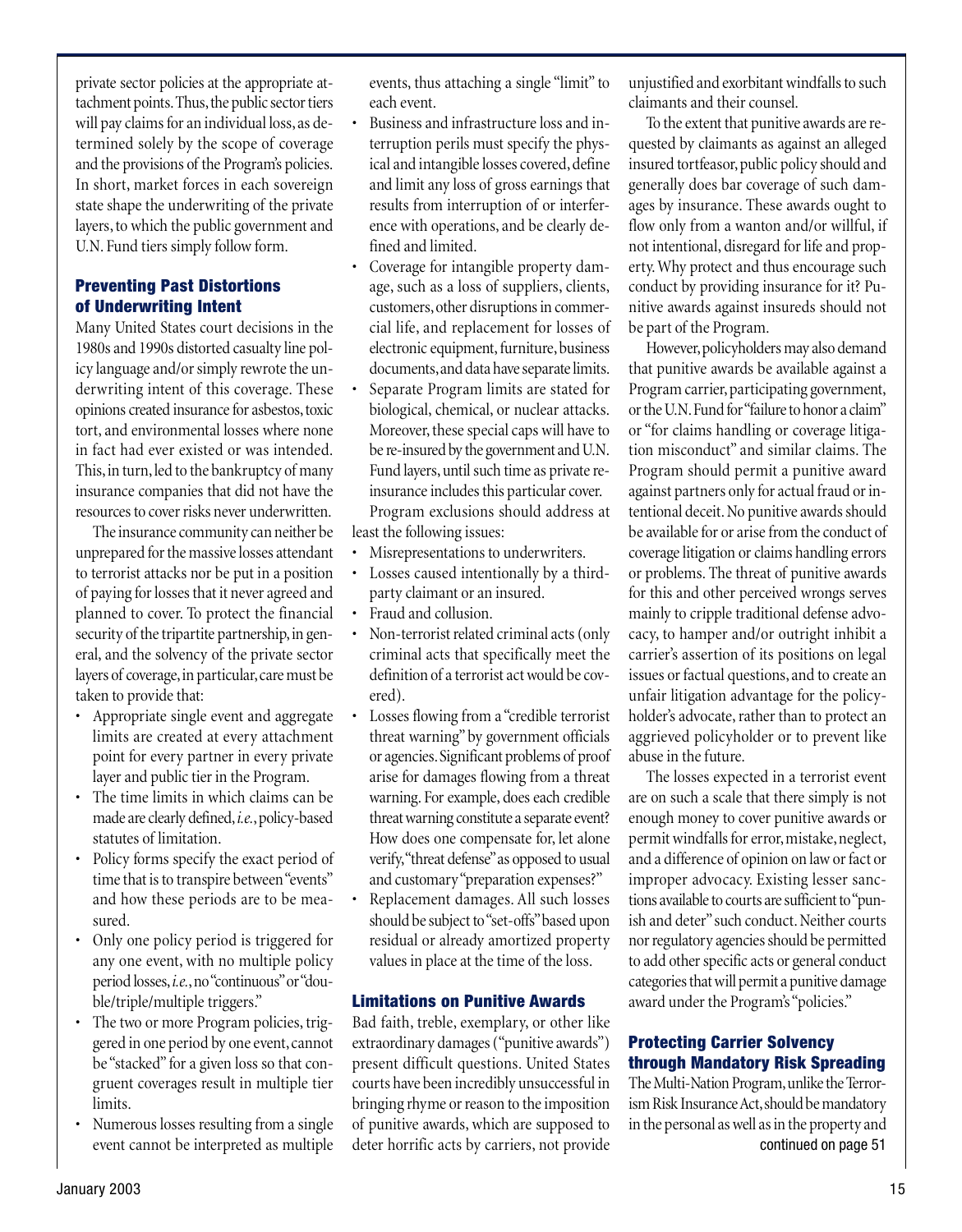private sector policies at the appropriate attachment points. Thus, the public sector tiers will pay claims for an individual loss, as determined solely by the scope of coverage and the provisions of the Program's policies. In short, market forces in each sovereign state shape the underwriting of the private layers, to which the public government and U.N. Fund tiers simply follow form.

### Preventing Past Distortions of Underwriting Intent

Many United States court decisions in the 1980s and 1990s distorted casualty line policy language and/or simply rewrote the underwriting intent of this coverage. These opinions created insurance for asbestos, toxic tort, and environmental losses where none in fact had ever existed or was intended. This, in turn, led to the bankruptcy of many insurance companies that did not have the resources to cover risks never underwritten.

The insurance community can neither be unprepared for the massive losses attendant to terrorist attacks nor be put in a position of paying for losses that it never agreed and planned to cover. To protect the financial security of the tripartite partnership, in general, and the solvency of the private sector layers of coverage, in particular, care must be taken to provide that:

- Appropriate single event and aggregate limits are created at every attachment point for every partner in every private layer and public tier in the Program.
- The time limits in which claims can be made are clearly defined, *i.e.*, policy-based statutes of limitation.
- Policy forms specify the exact period of time that is to transpire between "events" and how these periods are to be measured.
- Only one policy period is triggered for any one event, with no multiple policy period losses, *i.e.*, no "continuous" or "double/triple/multiple triggers."
- The two or more Program policies, triggered in one period by one event, cannot be "stacked" for a given loss so that congruent coverages result in multiple tier limits.
- Numerous losses resulting from a single event cannot be interpreted as multiple events, thus attaching a single "limit" to each event.
- Business and infrastructure loss and interruption perils must specify the physical and intangible losses covered, define and limit any loss of gross earnings that results from interruption of or interference with operations, and be clearly defined and limited.
- Coverage for intangible property damage, such as a loss of suppliers, clients, customers, other disruptions in commercial life, and replacement for losses of electronic equipment, furniture, business documents, and data have separate limits.
- Separate Program limits are stated for biological, chemical, or nuclear attacks. Moreover, these special caps will have to be re-insured by the government and U.N. Fund layers, until such time as private reinsurance includes this particular cover.

Program exclusions should address at least the following issues:

- Misrepresentations to underwriters.
- Losses caused intentionally by a third-party claimant or an insured.
- Fraud and collusion.
- Non-terrorist related criminal acts (only criminal acts that specifically meet the definition of a terrorist act would be covered).
- Losses flowing from a "credible terrorist threat warning" by government officials or agencies. Significant problems of proof arise for damages flowing from a threat warning. For example, does each credible threat warning constitute a separate event? How does one compensate for, let alone verify, "threat defense" as opposed to usual and customary "preparation expenses?"
- Replacement damages. All such losses should be subject to "set-offs" based upon residual or already amortized property values in place at the time of the loss.

### Limitations on Punitive Awards

Bad faith, treble, exemplary, or other like extraordinary damages ("punitive awards") present difficult questions. United States courts have been incredibly unsuccessful in bringing rhyme or reason to the imposition of punitive awards, which are supposed to deter horrific acts by carriers, not provide unjustified and exorbitant windfalls to such claimants and their counsel.

To the extent that punitive awards are requested by claimants as against an alleged insured tortfeasor, public policy should and generally does bar coverage of such damages by insurance. These awards ought to flow only from a wanton and/or willful, if not intentional, disregard for life and property. Why protect and thus encourage such conduct by providing insurance for it? Punitive awards against insureds should not be part of the Program.

However, policyholders may also demand that punitive awards be available against a Program carrier, participating government, or the U.N. Fund for "failure to honor a claim" or "for claims handling or coverage litigation misconduct" and similar claims. The Program should permit a punitive award against partners only for actual fraud or intentional deceit. No punitive awards should be available for or arise from the conduct of coverage litigation or claims handling errors or problems. The threat of punitive awards for this and other perceived wrongs serves mainly to cripple traditional defense advocacy, to hamper and/or outright inhibit a carrier's assertion of its positions on legal issues or factual questions, and to create an unfair litigation advantage for the policyholder's advocate, rather than to protect an aggrieved policyholder or to prevent like abuse in the future.

The losses expected in a terrorist event are on such a scale that there simply is not enough money to cover punitive awards or permit windfalls for error, mistake, neglect, and a difference of opinion on law or fact or improper advocacy. Existing lesser sanctions available to courts are sufficient to "punish and deter" such conduct. Neither courts nor regulatory agencies should be permitted to add other specific acts or general conduct categories that will permit a punitive damage award under the Program's "policies."

### Protecting Carrier Solvency through Mandatory Risk Spreading

The Multi-Nation Program, unlike the Terrorism Risk Insurance Act, should be mandatory in the personal as well as in the property and

continued on page 51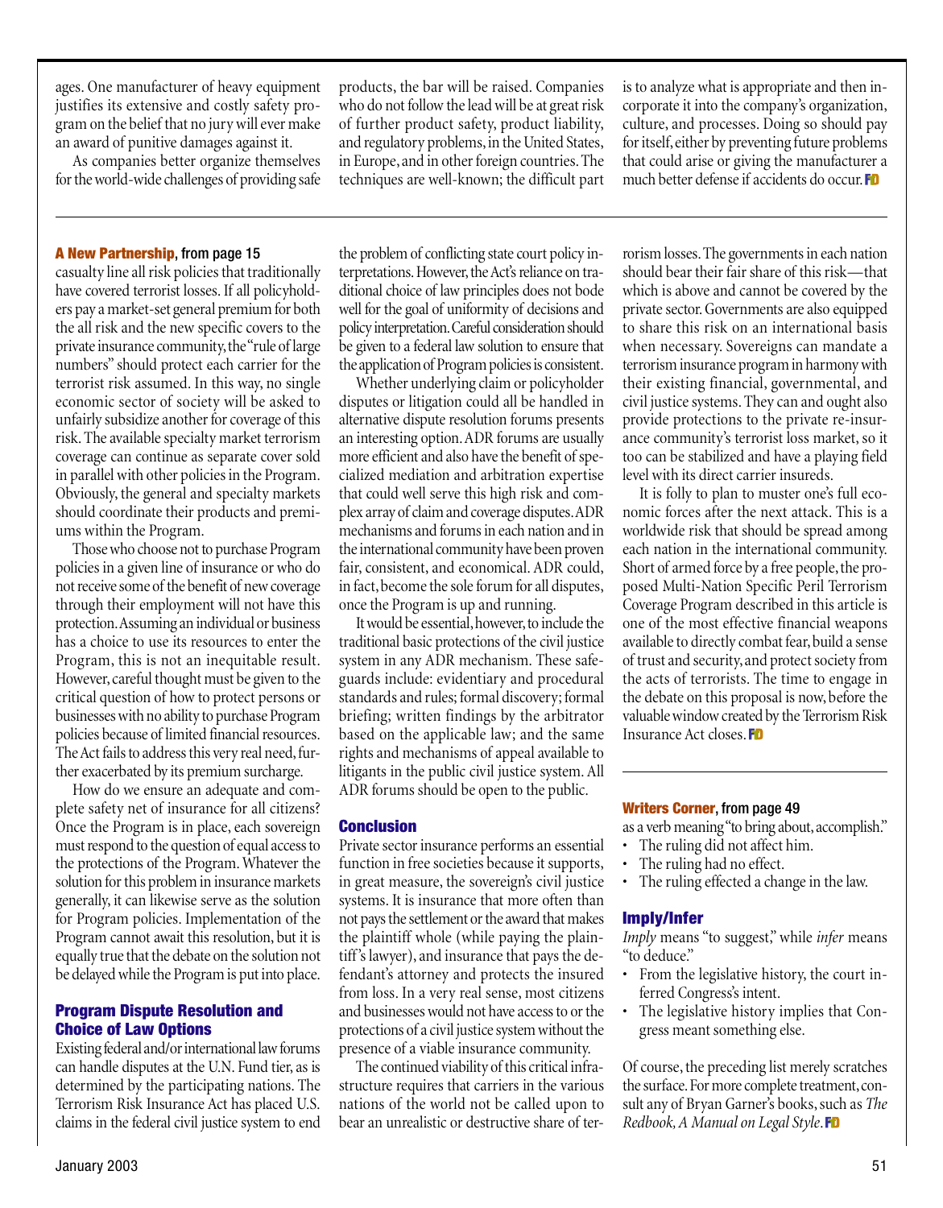ages. One manufacturer of heavy equipment justifies its extensive and costly safety program on the belief that no jury will ever make an award of punitive damages against it.

As companies better organize themselves for the world-wide challenges of providing safe products, the bar will be raised. Companies who do not follow the lead will be at great risk of further product safety, product liability, and regulatory problems, in the United States, in Europe, and in other foreign countries. The techniques are well-known; the difficult part is to analyze what is appropriate and then incorporate it into the company's organization, culture, and processes. Doing so should pay for itself, either by preventing future problems that could arise or giving the manufacturer a much better defense if accidents do occur. FD

---

**A New Partnership, from page 15**

casualty line all risk policies that traditionally have covered terrorist losses. If all policyholders pay a market-set general premium for both the all risk and the new specific covers to the private insurance community, the "rule of large numbers" should protect each carrier for the terrorist risk assumed. In this way, no single economic sector of society will be asked to unfairly subsidize another for coverage of this risk. The available specialty market terrorism coverage can continue as separate cover sold in parallel with other policies in the Program. Obviously, the general and specialty markets should coordinate their products and premiums within the Program.

Those who choose not to purchase Program policies in a given line of insurance or who do not receive some of the benefit of new coverage through their employment will not have this protection. Assuming an individual or business has a choice to use its resources to enter the Program, this is not an inequitable result. However, careful thought must be given to the critical question of how to protect persons or businesses with no ability to purchase Program policies because of limited financial resources. The Act fails to address this very real need, further exacerbated by its premium surcharge.

How do we ensure an adequate and complete safety net of insurance for all citizens? Once the Program is in place, each sovereign must respond to the question of equal access to the protections of the Program. Whatever the solution for this problem in insurance markets generally, it can likewise serve as the solution for Program policies. Implementation of the Program cannot await this resolution, but it is equally true that the debate on the solution not be delayed while the Program is put into place.

### Program Dispute Resolution and Choice of Law Options

Existing federal and/or international law forums can handle disputes at the U.N. Fund tier, as is determined by the participating nations. The Terrorism Risk Insurance Act has placed U.S. claims in the federal civil justice system to end the problem of conflicting state court policy interpretations. However, the Act's reliance on traditional choice of law principles does not bode well for the goal of uniformity of decisions and policy interpretation. Careful consideration should be given to a federal law solution to ensure that the application of Program policies is consistent.

Whether underlying claim or policyholder disputes or litigation could all be handled in alternative dispute resolution forums presents an interesting option. ADR forums are usually more efficient and also have the benefit of specialized mediation and arbitration expertise that could well serve this high risk and complex array of claim and coverage disputes. ADR mechanisms and forums in each nation and in the international community have been proven fair, consistent, and economical. ADR could, in fact, become the sole forum for all disputes, once the Program is up and running.

It would be essential, however, to include the traditional basic protections of the civil justice system in any ADR mechanism. These safeguards include: evidentiary and procedural standards and rules; formal discovery; formal briefing; written findings by the arbitrator based on the applicable law; and the same rights and mechanisms of appeal available to litigants in the public civil justice system. All ADR forums should be open to the public.

### Conclusion

Private sector insurance performs an essential function in free societies because it supports, in great measure, the sovereign's civil justice systems. It is insurance that more often than not pays the settlement or the award that makes the plaintiff whole (while paying the plaintiff's lawyer), and insurance that pays the defendant's attorney and protects the insured from loss. In a very real sense, most citizens and businesses would not have access to or the protections of a civil justice system without the presence of a viable insurance community.

The continued viability of this critical infrastructure requires that carriers in the various nations of the world not be called upon to bear an unrealistic or destructive share of terrorism losses. The governments in each nation should bear their fair share of this risk—that which is above and cannot be covered by the private sector. Governments are also equipped to share this risk on an international basis when necessary. Sovereigns can mandate a terrorism insurance program in harmony with their existing financial, governmental, and civil justice systems. They can and ought also provide protections to the private re-insurance community's terrorist loss market, so it too can be stabilized and have a playing field level with its direct carrier insureds.

It is folly to plan to muster one's full economic forces after the next attack. This is a worldwide risk that should be spread among each nation in the international community. Short of armed force by a free people, the proposed Multi-Nation Specific Peril Terrorism Coverage Program described in this article is one of the most effective financial weapons available to directly combat fear, build a sense of trust and security, and protect society from the acts of terrorists. The time to engage in the debate on this proposal is now, before the valuable window created by the Terrorism Risk Insurance Act closes. FD

---

**Writers Corner, from page 49**

as a verb meaning "to bring about, accomplish."

- The ruling did not affect him.
- The ruling had no effect.
- The ruling effected a change in the law.

### Imply/Infer

*Imply* means "to suggest," while *infer* means "to deduce."

- From the legislative history, the court inferred Congress's intent.
- The legislative history implies that Congress meant something else.

Of course, the preceding list merely scratches the surface. For more complete treatment, consult any of Bryan Garner's books, such as *The Redbook, A Manual on Legal Style*. FD